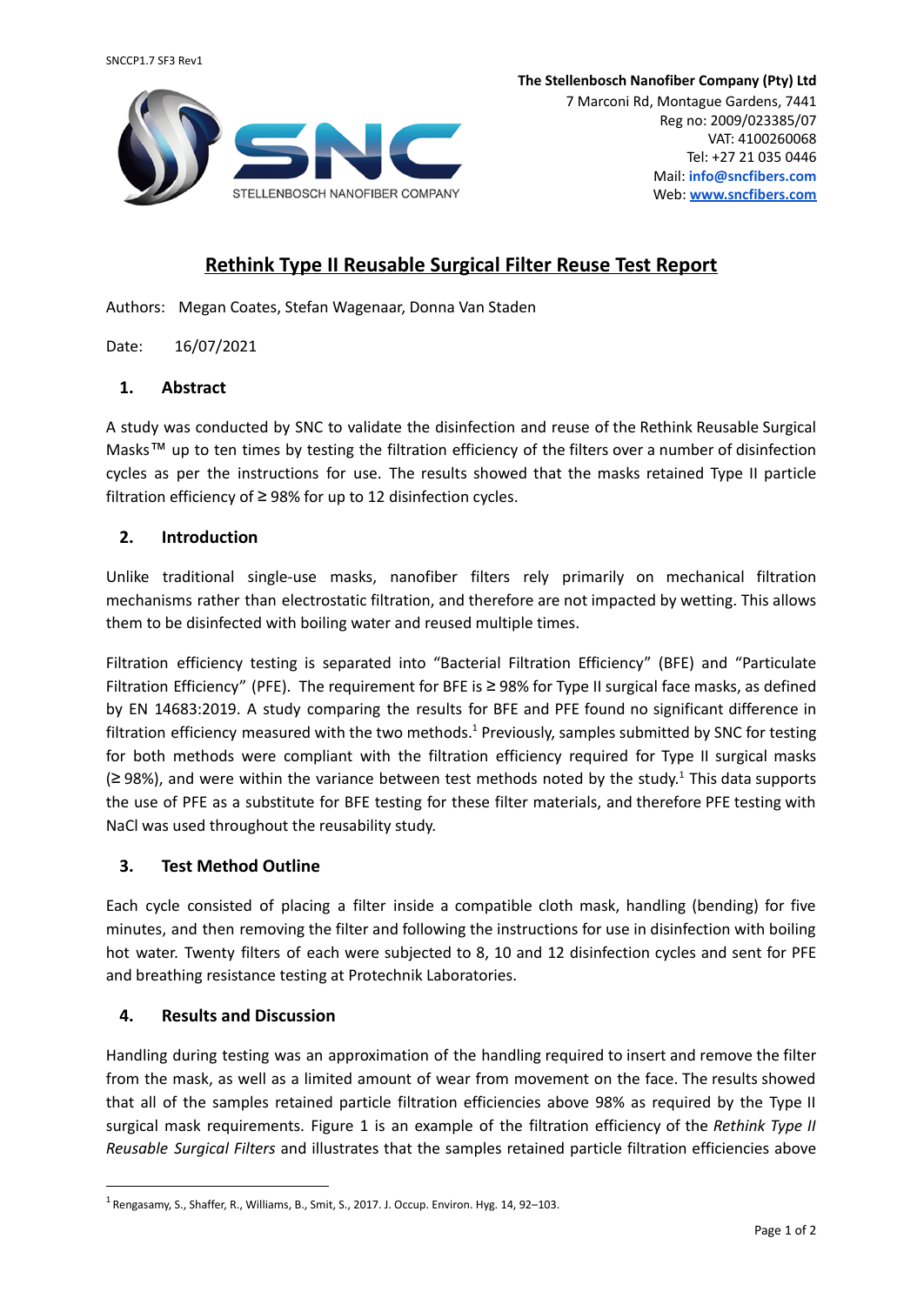SNCCP1.7 SF3 Rev1

**The Stellenbosch Nanofiber Company (Pty) Ltd**
7 Marconi Rd, Montague Gardens, 7441
Reg no: 2009/023385/07
VAT: 4100260068
Tel: +27 21 035 0446
Mail: info@sncfibers.com
Web: www.sncfibers.com

# Rethink Type II Reusable Surgical Filter Reuse Test Report

Authors: Megan Coates, Stefan Wagenaar, Donna Van Staden

Date: 16/07/2021

## 1. Abstract

A study was conducted by SNC to validate the disinfection and reuse of the Rethink Reusable Surgical Masks™ up to ten times by testing the filtration efficiency of the filters over a number of disinfection cycles as per the instructions for use. The results showed that the masks retained Type II particle filtration efficiency of ≥ 98% for up to 12 disinfection cycles.

## 2. Introduction

Unlike traditional single-use masks, nanofiber filters rely primarily on mechanical filtration mechanisms rather than electrostatic filtration, and therefore are not impacted by wetting. This allows them to be disinfected with boiling water and reused multiple times.

Filtration efficiency testing is separated into "Bacterial Filtration Efficiency" (BFE) and "Particulate Filtration Efficiency" (PFE). The requirement for BFE is ≥ 98% for Type II surgical face masks, as defined by EN 14683:2019. A study comparing the results for BFE and PFE found no significant difference in filtration efficiency measured with the two methods.[1] Previously, samples submitted by SNC for testing for both methods were compliant with the filtration efficiency required for Type II surgical masks (≥ 98%), and were within the variance between test methods noted by the study.[1] This data supports the use of PFE as a substitute for BFE testing for these filter materials, and therefore PFE testing with NaCl was used throughout the reusability study.

## 3. Test Method Outline

Each cycle consisted of placing a filter inside a compatible cloth mask, handling (bending) for five minutes, and then removing the filter and following the instructions for use in disinfection with boiling hot water. Twenty filters of each were subjected to 8, 10 and 12 disinfection cycles and sent for PFE and breathing resistance testing at Protechnik Laboratories.

## 4. Results and Discussion

Handling during testing was an approximation of the handling required to insert and remove the filter from the mask, as well as a limited amount of wear from movement on the face. The results showed that all of the samples retained particle filtration efficiencies above 98% as required by the Type II surgical mask requirements. Figure 1 is an example of the filtration efficiency of the *Rethink Type II Reusable Surgical Filters* and illustrates that the samples retained particle filtration efficiencies above

[1] Rengasamy, S., Shaffer, R., Williams, B., Smit, S., 2017. J. Occup. Environ. Hyg. 14, 92–103.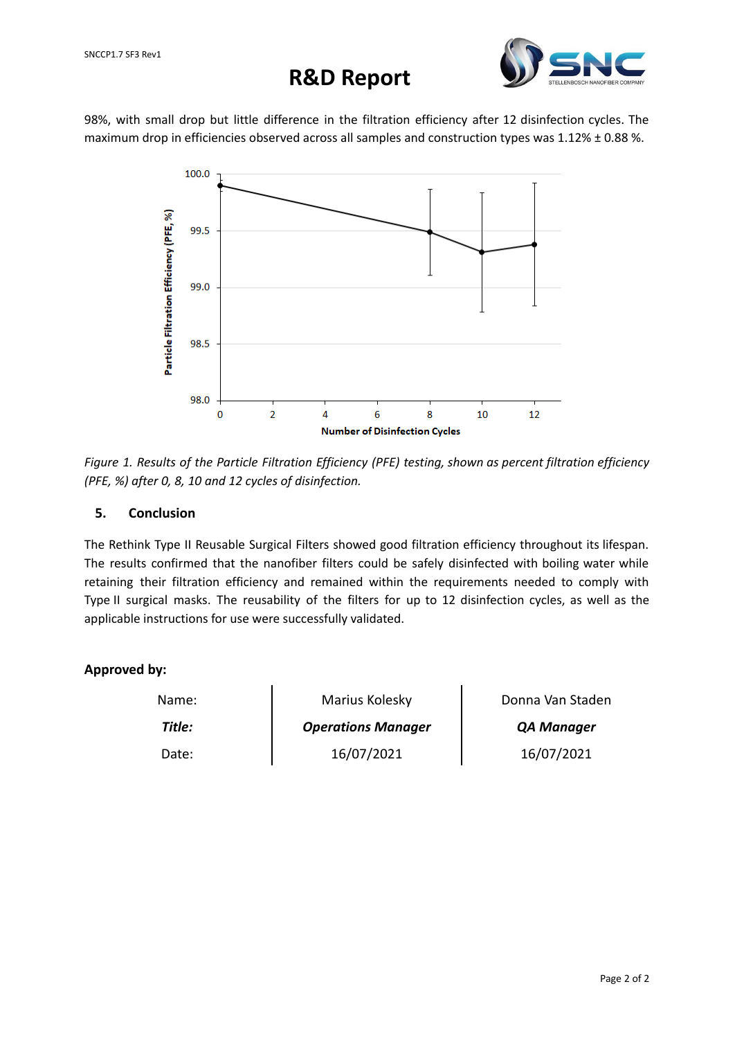98%, with small drop but little difference in the filtration efficiency after 12 disinfection cycles. The maximum drop in efficiencies observed across all samples and construction types was 1.12% ± 0.88 %.

Particle Filtration Efficiency (PFE, %)

100.0
99.5
99.0
98.5
98.0

0 2 4 6 8 10 12

Number of Disinfection Cycles

*Figure 1. Results of the Particle Filtration Efficiency (PFE) testing, shown as percent filtration efficiency (PFE, %) after 0, 8, 10 and 12 cycles of disinfection.*

## 5. Conclusion

The Rethink Type II Reusable Surgical Filters showed good filtration efficiency throughout its lifespan. The results confirmed that the nanofiber filters could be safely disinfected with boiling water while retaining their filtration efficiency and remained within the requirements needed to comply with Type II surgical masks. The reusability of the filters for up to 12 disinfection cycles, as well as the applicable instructions for use were successfully validated.

**Approved by:**

| | | |
|---|---|---|
| Name: | Marius Kolesky | Donna Van Staden |
| ***Title:*** | ***Operations Manager*** | ***QA Manager*** |
| Date: | 16/07/2021 | 16/07/2021 |